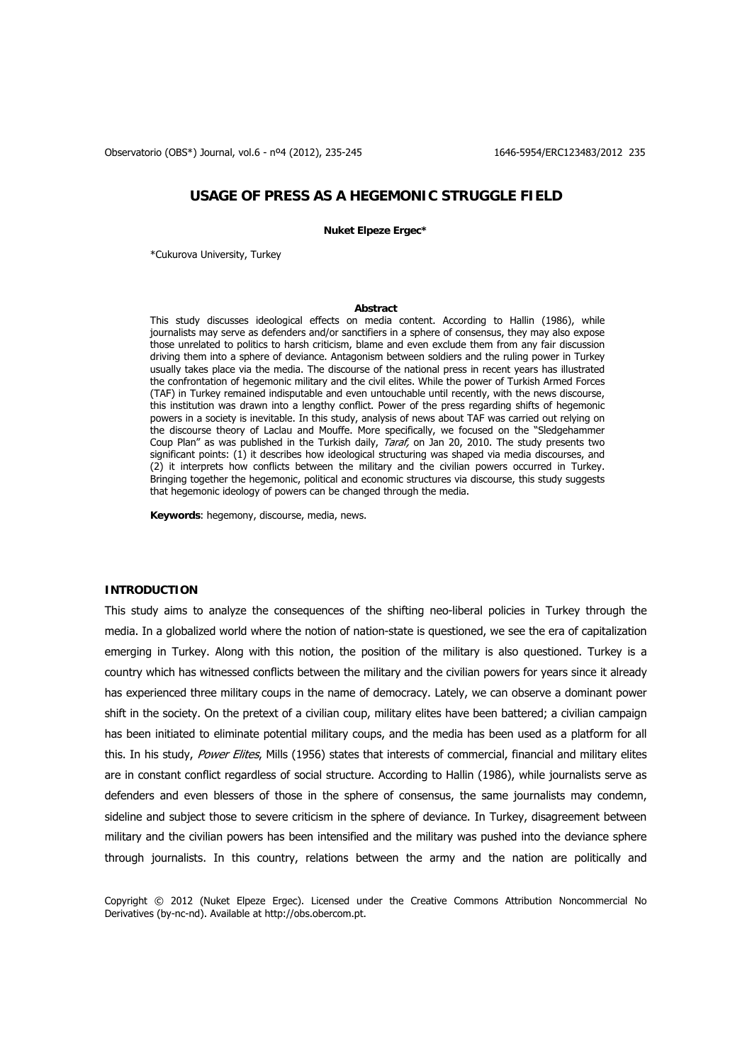# USAGE OF PRESS AS A HEGEMONIC STRUGGLE FIELD

**Nuket Elpeze Ergec***

*Cukurova University, Turkey

**Abstract**

This study discusses ideological effects on media content. According to Hallin (1986), while journalists may serve as defenders and/or sanctifiers in a sphere of consensus, they may also expose those unrelated to politics to harsh criticism, blame and even exclude them from any fair discussion driving them into a sphere of deviance. Antagonism between soldiers and the ruling power in Turkey usually takes place via the media. The discourse of the national press in recent years has illustrated the confrontation of hegemonic military and the civil elites. While the power of Turkish Armed Forces (TAF) in Turkey remained indisputable and even untouchable until recently, with the news discourse, this institution was drawn into a lengthy conflict. Power of the press regarding shifts of hegemonic powers in a society is inevitable. In this study, analysis of news about TAF was carried out relying on the discourse theory of Laclau and Mouffe. More specifically, we focused on the "Sledgehammer Coup Plan" as was published in the Turkish daily, *Taraf,* on Jan 20, 2010. The study presents two significant points: (1) it describes how ideological structuring was shaped via media discourses, and (2) it interprets how conflicts between the military and the civilian powers occurred in Turkey. Bringing together the hegemonic, political and economic structures via discourse, this study suggests that hegemonic ideology of powers can be changed through the media.

**Keywords**: hegemony, discourse, media, news.

## INTRODUCTION

This study aims to analyze the consequences of the shifting neo-liberal policies in Turkey through the media. In a globalized world where the notion of nation-state is questioned, we see the era of capitalization emerging in Turkey. Along with this notion, the position of the military is also questioned. Turkey is a country which has witnessed conflicts between the military and the civilian powers for years since it already has experienced three military coups in the name of democracy. Lately, we can observe a dominant power shift in the society. On the pretext of a civilian coup, military elites have been battered; a civilian campaign has been initiated to eliminate potential military coups, and the media has been used as a platform for all this. In his study, *Power Elites*, Mills (1956) states that interests of commercial, financial and military elites are in constant conflict regardless of social structure. According to Hallin (1986), while journalists serve as defenders and even blessers of those in the sphere of consensus, the same journalists may condemn, sideline and subject those to severe criticism in the sphere of deviance. In Turkey, disagreement between military and the civilian powers has been intensified and the military was pushed into the deviance sphere through journalists. In this country, relations between the army and the nation are politically and

Copyright © 2012 (Nuket Elpeze Ergec). Licensed under the Creative Commons Attribution Noncommercial No Derivatives (by-nc-nd). Available at http://obs.obercom.pt.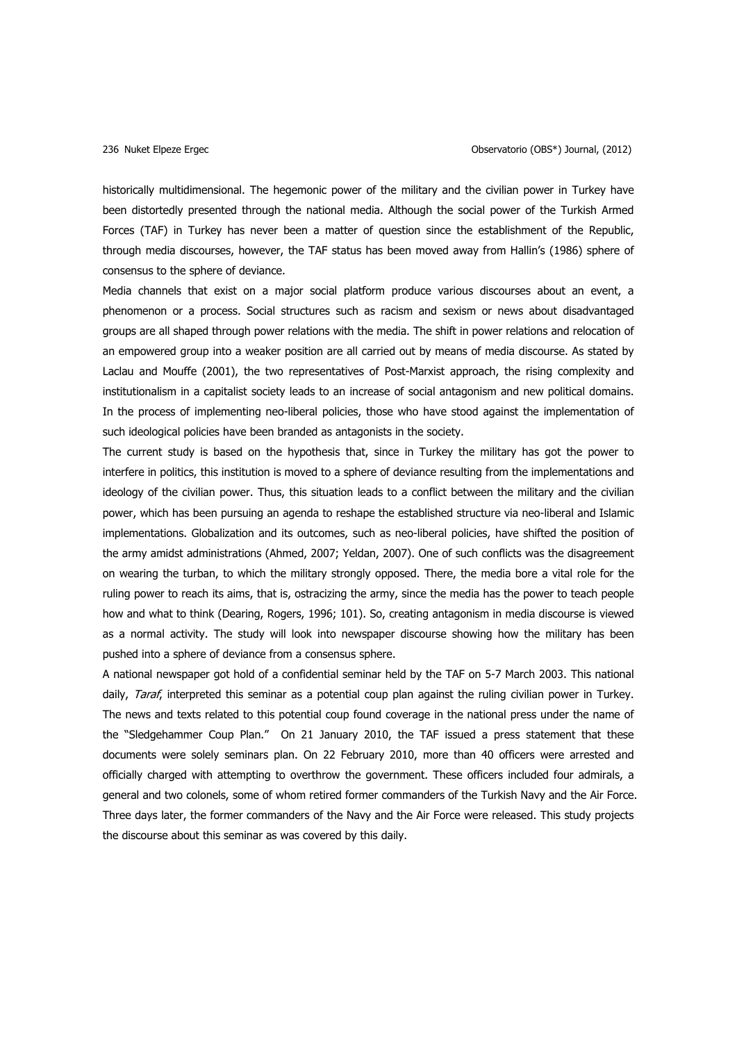historically multidimensional. The hegemonic power of the military and the civilian power in Turkey have been distortedly presented through the national media. Although the social power of the Turkish Armed Forces (TAF) in Turkey has never been a matter of question since the establishment of the Republic, through media discourses, however, the TAF status has been moved away from Hallin's (1986) sphere of consensus to the sphere of deviance.

Media channels that exist on a major social platform produce various discourses about an event, a phenomenon or a process. Social structures such as racism and sexism or news about disadvantaged groups are all shaped through power relations with the media. The shift in power relations and relocation of an empowered group into a weaker position are all carried out by means of media discourse. As stated by Laclau and Mouffe (2001), the two representatives of Post-Marxist approach, the rising complexity and institutionalism in a capitalist society leads to an increase of social antagonism and new political domains. In the process of implementing neo-liberal policies, those who have stood against the implementation of such ideological policies have been branded as antagonists in the society.

The current study is based on the hypothesis that, since in Turkey the military has got the power to interfere in politics, this institution is moved to a sphere of deviance resulting from the implementations and ideology of the civilian power. Thus, this situation leads to a conflict between the military and the civilian power, which has been pursuing an agenda to reshape the established structure via neo-liberal and Islamic implementations. Globalization and its outcomes, such as neo-liberal policies, have shifted the position of the army amidst administrations (Ahmed, 2007; Yeldan, 2007). One of such conflicts was the disagreement on wearing the turban, to which the military strongly opposed. There, the media bore a vital role for the ruling power to reach its aims, that is, ostracizing the army, since the media has the power to teach people how and what to think (Dearing, Rogers, 1996; 101). So, creating antagonism in media discourse is viewed as a normal activity. The study will look into newspaper discourse showing how the military has been pushed into a sphere of deviance from a consensus sphere.

A national newspaper got hold of a confidential seminar held by the TAF on 5-7 March 2003. This national daily, *Taraf*, interpreted this seminar as a potential coup plan against the ruling civilian power in Turkey. The news and texts related to this potential coup found coverage in the national press under the name of the "Sledgehammer Coup Plan." On 21 January 2010, the TAF issued a press statement that these documents were solely seminars plan. On 22 February 2010, more than 40 officers were arrested and officially charged with attempting to overthrow the government. These officers included four admirals, a general and two colonels, some of whom retired former commanders of the Turkish Navy and the Air Force. Three days later, the former commanders of the Navy and the Air Force were released. This study projects the discourse about this seminar as was covered by this daily.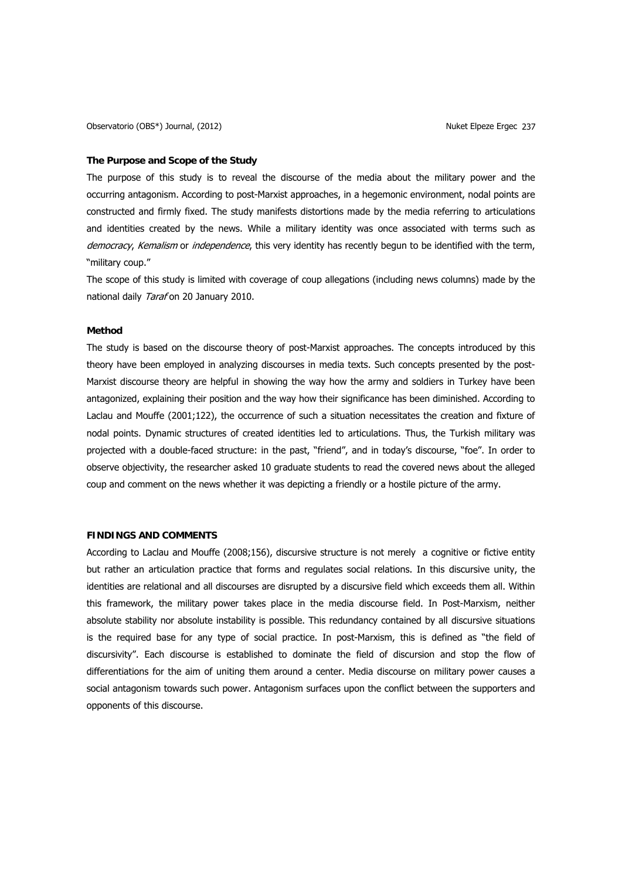### The Purpose and Scope of the Study

The purpose of this study is to reveal the discourse of the media about the military power and the occurring antagonism. According to post-Marxist approaches, in a hegemonic environment, nodal points are constructed and firmly fixed. The study manifests distortions made by the media referring to articulations and identities created by the news. While a military identity was once associated with terms such as *democracy*, *Kemalism* or *independence*, this very identity has recently begun to be identified with the term, "military coup."

The scope of this study is limited with coverage of coup allegations (including news columns) made by the national daily *Taraf* on 20 January 2010.

### Method

The study is based on the discourse theory of post-Marxist approaches. The concepts introduced by this theory have been employed in analyzing discourses in media texts. Such concepts presented by the post-Marxist discourse theory are helpful in showing the way how the army and soldiers in Turkey have been antagonized, explaining their position and the way how their significance has been diminished. According to Laclau and Mouffe (2001;122), the occurrence of such a situation necessitates the creation and fixture of nodal points. Dynamic structures of created identities led to articulations. Thus, the Turkish military was projected with a double-faced structure: in the past, "friend", and in today's discourse, "foe". In order to observe objectivity, the researcher asked 10 graduate students to read the covered news about the alleged coup and comment on the news whether it was depicting a friendly or a hostile picture of the army.

## FINDINGS AND COMMENTS

According to Laclau and Mouffe (2008;156), discursive structure is not merely a cognitive or fictive entity but rather an articulation practice that forms and regulates social relations. In this discursive unity, the identities are relational and all discourses are disrupted by a discursive field which exceeds them all. Within this framework, the military power takes place in the media discourse field. In Post-Marxism, neither absolute stability nor absolute instability is possible. This redundancy contained by all discursive situations is the required base for any type of social practice. In post-Marxism, this is defined as "the field of discursivity". Each discourse is established to dominate the field of discursion and stop the flow of differentiations for the aim of uniting them around a center. Media discourse on military power causes a social antagonism towards such power. Antagonism surfaces upon the conflict between the supporters and opponents of this discourse.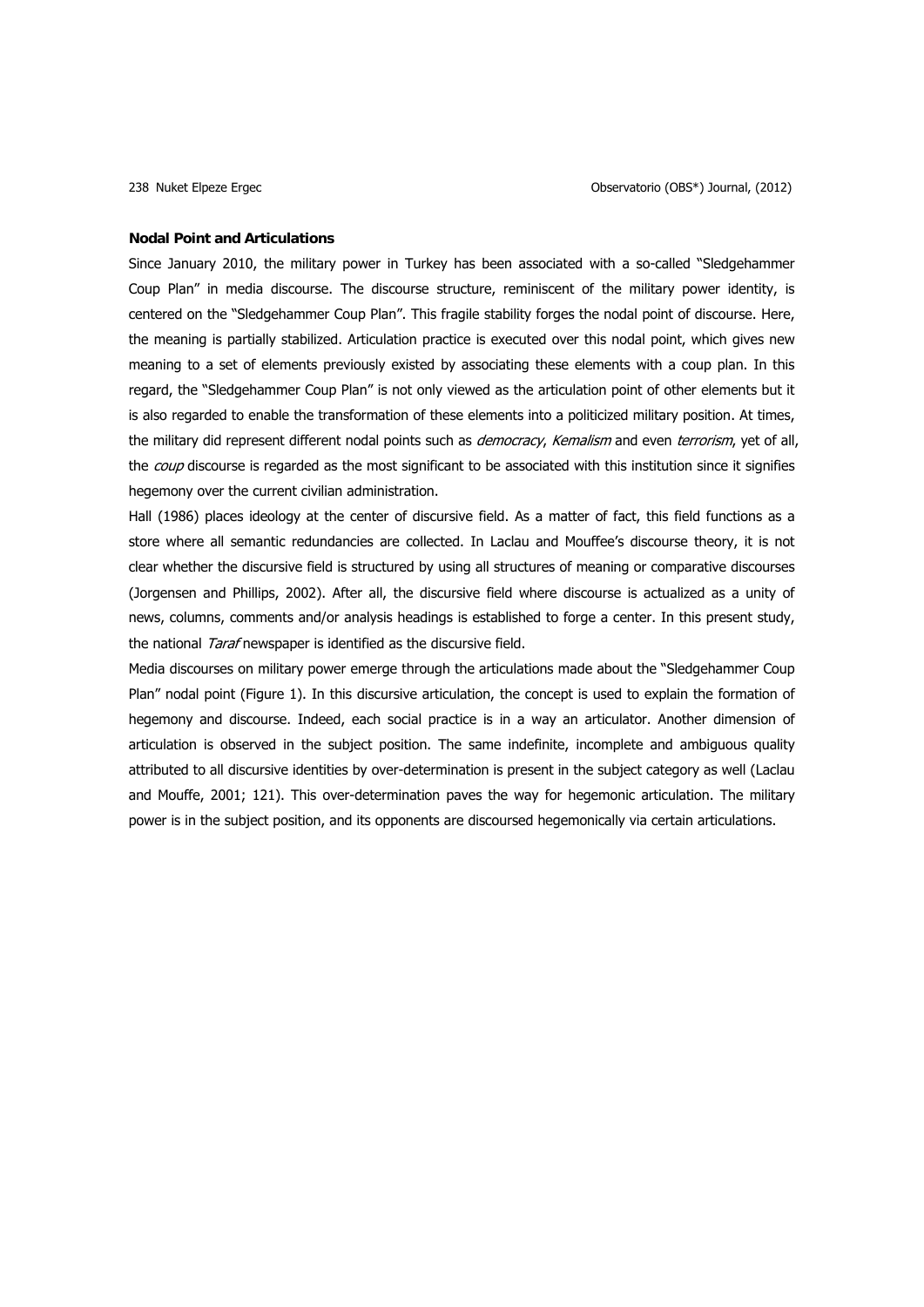**Nodal Point and Articulations**

Since January 2010, the military power in Turkey has been associated with a so-called "Sledgehammer Coup Plan" in media discourse. The discourse structure, reminiscent of the military power identity, is centered on the "Sledgehammer Coup Plan". This fragile stability forges the nodal point of discourse. Here, the meaning is partially stabilized. Articulation practice is executed over this nodal point, which gives new meaning to a set of elements previously existed by associating these elements with a coup plan. In this regard, the "Sledgehammer Coup Plan" is not only viewed as the articulation point of other elements but it is also regarded to enable the transformation of these elements into a politicized military position. At times, the military did represent different nodal points such as *democracy*, *Kemalism* and even *terrorism*, yet of all, the *coup* discourse is regarded as the most significant to be associated with this institution since it signifies hegemony over the current civilian administration.

Hall (1986) places ideology at the center of discursive field. As a matter of fact, this field functions as a store where all semantic redundancies are collected. In Laclau and Mouffee's discourse theory, it is not clear whether the discursive field is structured by using all structures of meaning or comparative discourses (Jorgensen and Phillips, 2002). After all, the discursive field where discourse is actualized as a unity of news, columns, comments and/or analysis headings is established to forge a center. In this present study, the national *Taraf* newspaper is identified as the discursive field.

Media discourses on military power emerge through the articulations made about the "Sledgehammer Coup Plan" nodal point (Figure 1). In this discursive articulation, the concept is used to explain the formation of hegemony and discourse. Indeed, each social practice is in a way an articulator. Another dimension of articulation is observed in the subject position. The same indefinite, incomplete and ambiguous quality attributed to all discursive identities by over-determination is present in the subject category as well (Laclau and Mouffe, 2001; 121). This over-determination paves the way for hegemonic articulation. The military power is in the subject position, and its opponents are discoursed hegemonically via certain articulations.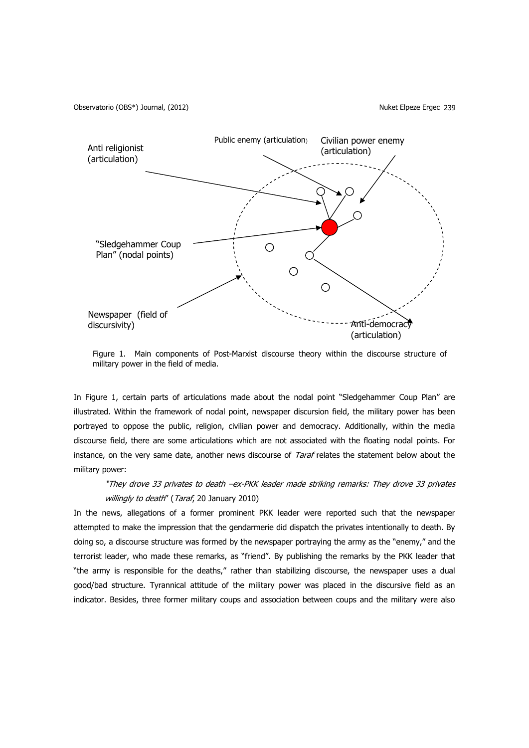Anti religionist (articulation)

Public enemy (articulation)

Civilian power enemy (articulation)

"Sledgehammer Coup Plan" (nodal points)

Newspaper (field of discursivity)

Anti-democracy (articulation)

Figure 1. Main components of Post-Marxist discourse theory within the discourse structure of military power in the field of media.

In Figure 1, certain parts of articulations made about the nodal point "Sledgehammer Coup Plan" are illustrated. Within the framework of nodal point, newspaper discursion field, the military power has been portrayed to oppose the public, religion, civilian power and democracy. Additionally, within the media discourse field, there are some articulations which are not associated with the floating nodal points. For instance, on the very same date, another news discourse of *Taraf* relates the statement below about the military power:

> *"They drove 33 privates to death –ex-PKK leader made striking remarks: They drove 33 privates willingly to death*" (*Taraf*, 20 January 2010)

In the news, allegations of a former prominent PKK leader were reported such that the newspaper attempted to make the impression that the gendarmerie did dispatch the privates intentionally to death. By doing so, a discourse structure was formed by the newspaper portraying the army as the "enemy," and the terrorist leader, who made these remarks, as "friend". By publishing the remarks by the PKK leader that "the army is responsible for the deaths," rather than stabilizing discourse, the newspaper uses a dual good/bad structure. Tyrannical attitude of the military power was placed in the discursive field as an indicator. Besides, three former military coups and association between coups and the military were also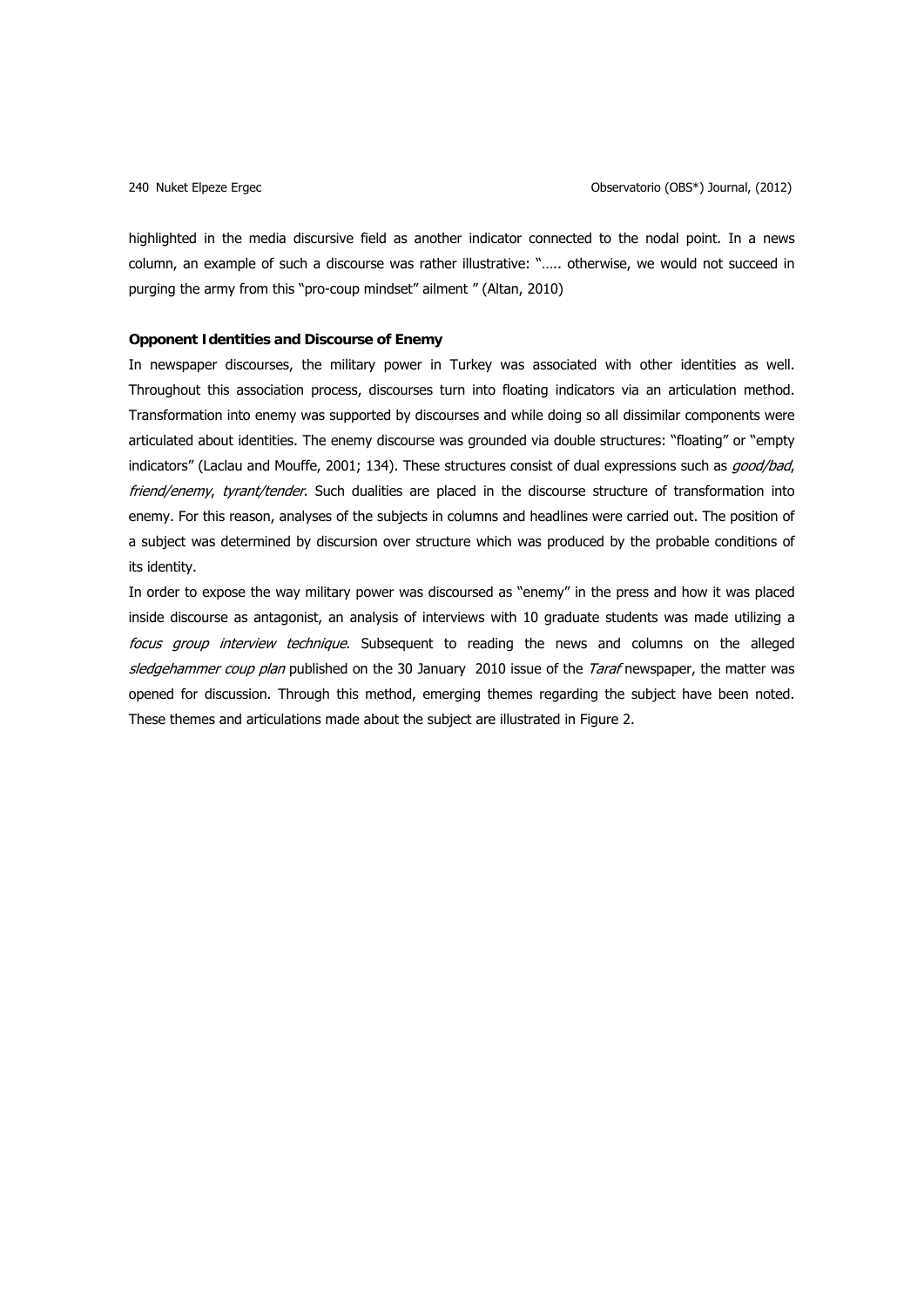highlighted in the media discursive field as another indicator connected to the nodal point. In a news column, an example of such a discourse was rather illustrative: "….. otherwise, we would not succeed in purging the army from this "pro-coup mindset" ailment " (Altan, 2010)

### Opponent Identities and Discourse of Enemy

In newspaper discourses, the military power in Turkey was associated with other identities as well. Throughout this association process, discourses turn into floating indicators via an articulation method. Transformation into enemy was supported by discourses and while doing so all dissimilar components were articulated about identities. The enemy discourse was grounded via double structures: "floating" or "empty indicators" (Laclau and Mouffe, 2001; 134). These structures consist of dual expressions such as *good/bad*, *friend/enemy*, *tyrant/tender*. Such dualities are placed in the discourse structure of transformation into enemy. For this reason, analyses of the subjects in columns and headlines were carried out. The position of a subject was determined by discursion over structure which was produced by the probable conditions of its identity.

In order to expose the way military power was discoursed as "enemy" in the press and how it was placed inside discourse as antagonist, an analysis of interviews with 10 graduate students was made utilizing a *focus group interview technique*. Subsequent to reading the news and columns on the alleged *sledgehammer coup plan* published on the 30 January 2010 issue of the *Taraf* newspaper, the matter was opened for discussion. Through this method, emerging themes regarding the subject have been noted. These themes and articulations made about the subject are illustrated in Figure 2.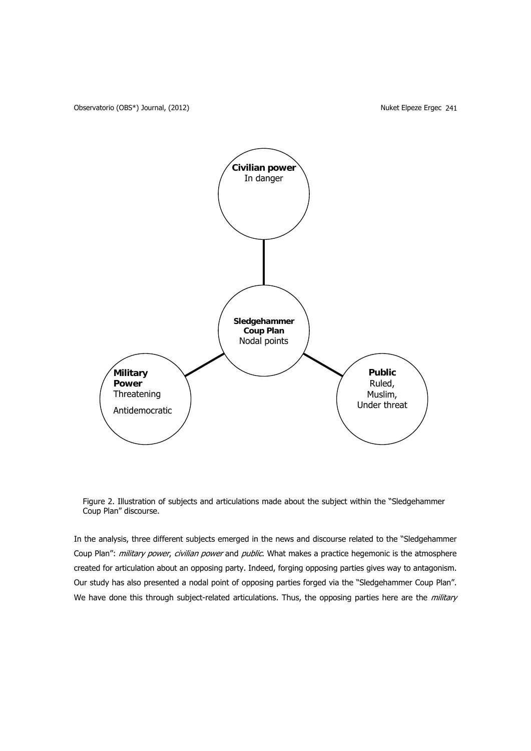**Civilian power**
In danger

**Sledgehammer Coup Plan**
Nodal points

**Military Power**
Threatening

Antidemocratic

**Public**
Ruled,
Muslim,
Under threat

Figure 2. Illustration of subjects and articulations made about the subject within the "Sledgehammer Coup Plan" discourse.

In the analysis, three different subjects emerged in the news and discourse related to the "Sledgehammer Coup Plan": *military power*, *civilian power* and *public*. What makes a practice hegemonic is the atmosphere created for articulation about an opposing party. Indeed, forging opposing parties gives way to antagonism. Our study has also presented a nodal point of opposing parties forged via the "Sledgehammer Coup Plan". We have done this through subject-related articulations. Thus, the opposing parties here are the *military*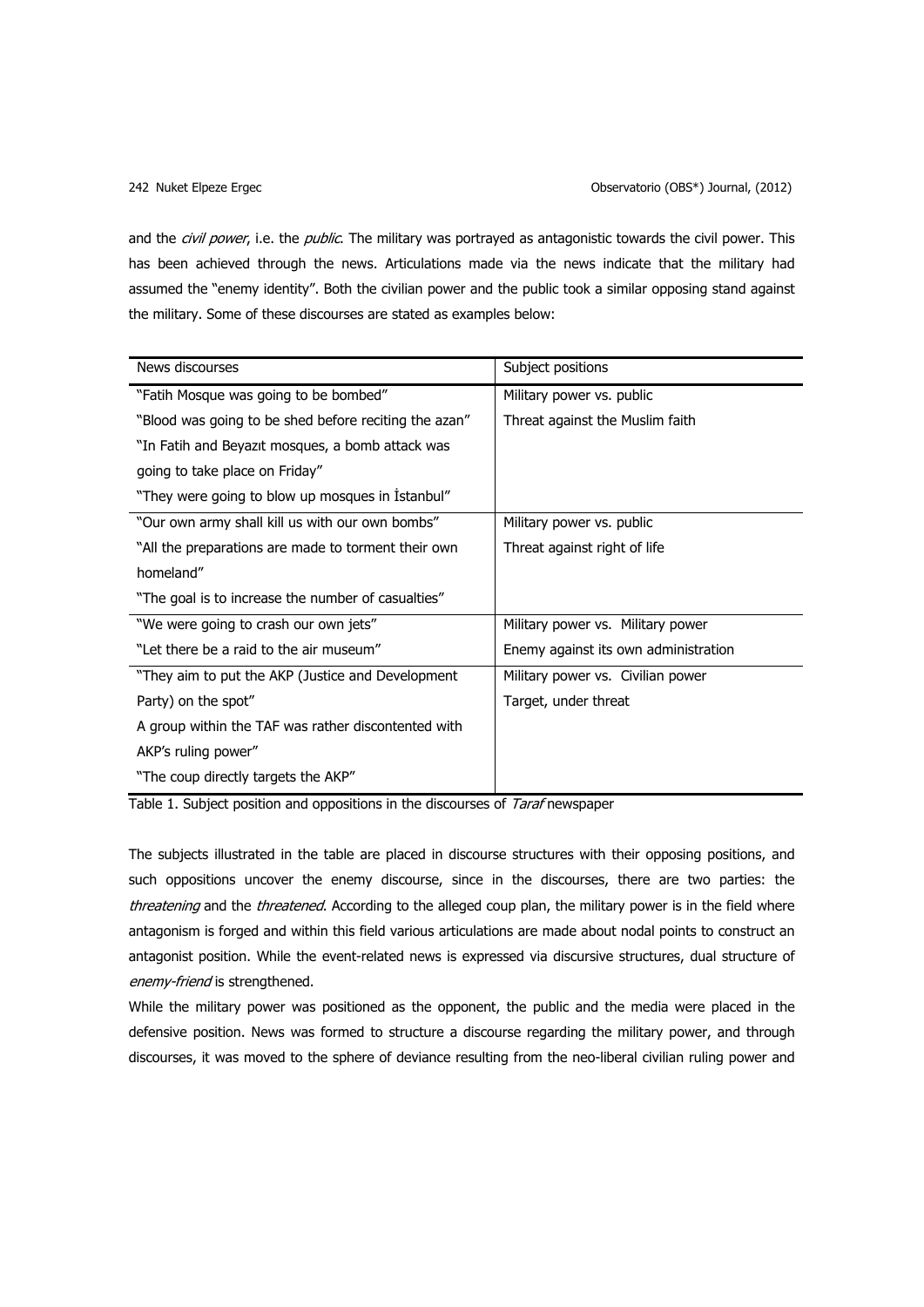and the *civil power*, i.e. the *public*. The military was portrayed as antagonistic towards the civil power. This has been achieved through the news. Articulations made via the news indicate that the military had assumed the "enemy identity". Both the civilian power and the public took a similar opposing stand against the military. Some of these discourses are stated as examples below:

| News discourses | Subject positions |
|---|---|
| "Fatih Mosque was going to be bombed"<br>"Blood was going to be shed before reciting the azan"<br>"In Fatih and Beyazıt mosques, a bomb attack was going to take place on Friday"<br>"They were going to blow up mosques in İstanbul" | Military power vs. public<br>Threat against the Muslim faith |
| "Our own army shall kill us with our own bombs"<br>"All the preparations are made to torment their own homeland"<br>"The goal is to increase the number of casualties" | Military power vs. public<br>Threat against right of life |
| "We were going to crash our own jets"<br>"Let there be a raid to the air museum" | Military power vs. Military power<br>Enemy against its own administration |
| "They aim to put the AKP (Justice and Development Party) on the spot"<br>A group within the TAF was rather discontented with AKP's ruling power"<br>"The coup directly targets the AKP" | Military power vs. Civilian power<br>Target, under threat |

Table 1. Subject position and oppositions in the discourses of *Taraf* newspaper

The subjects illustrated in the table are placed in discourse structures with their opposing positions, and such oppositions uncover the enemy discourse, since in the discourses, there are two parties: the *threatening* and the *threatened*. According to the alleged coup plan, the military power is in the field where antagonism is forged and within this field various articulations are made about nodal points to construct an antagonist position. While the event-related news is expressed via discursive structures, dual structure of *enemy-friend* is strengthened.

While the military power was positioned as the opponent, the public and the media were placed in the defensive position. News was formed to structure a discourse regarding the military power, and through discourses, it was moved to the sphere of deviance resulting from the neo-liberal civilian ruling power and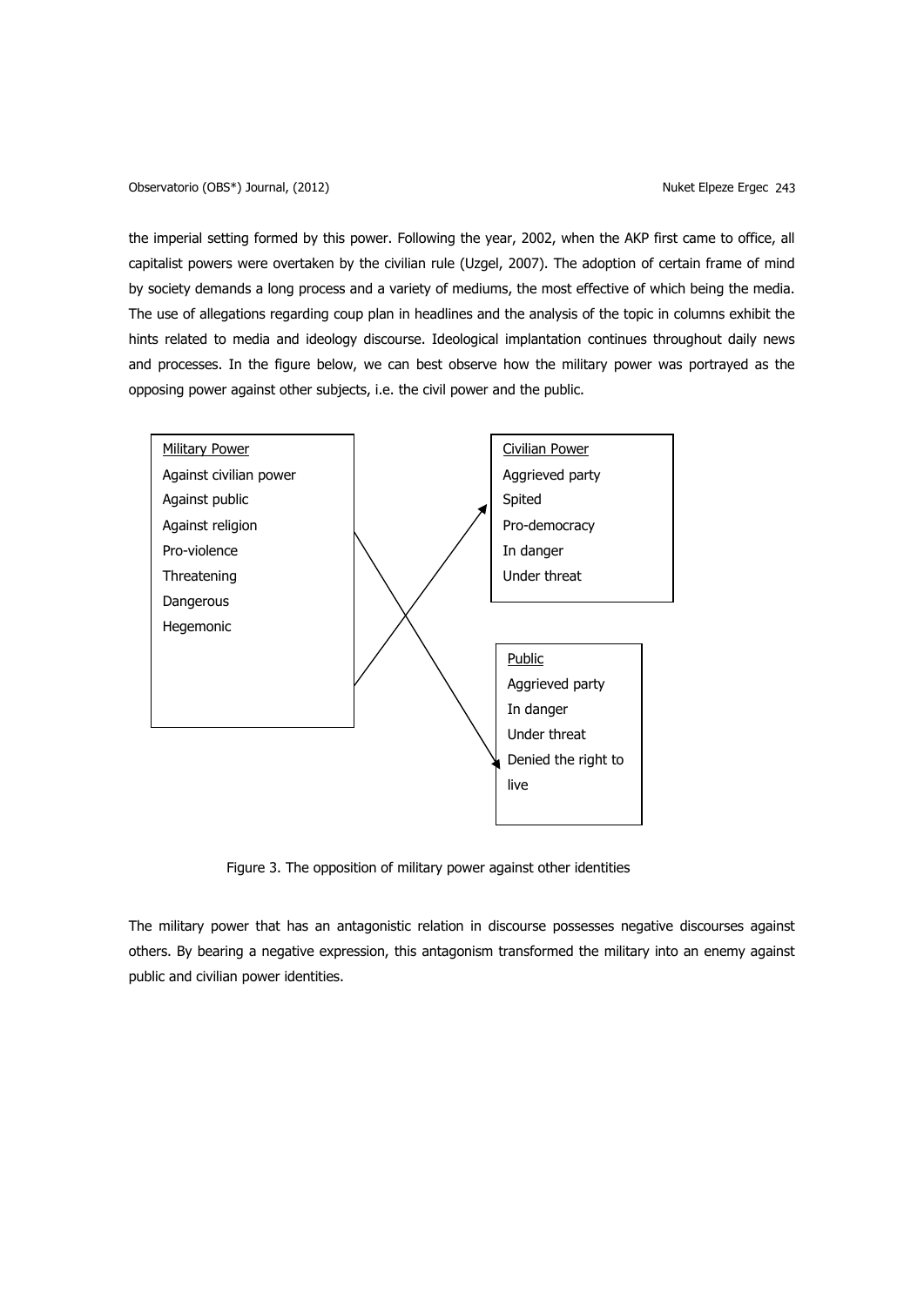the imperial setting formed by this power. Following the year, 2002, when the AKP first came to office, all capitalist powers were overtaken by the civilian rule (Uzgel, 2007). The adoption of certain frame of mind by society demands a long process and a variety of mediums, the most effective of which being the media. The use of allegations regarding coup plan in headlines and the analysis of the topic in columns exhibit the hints related to media and ideology discourse. Ideological implantation continues throughout daily news and processes. In the figure below, we can best observe how the military power was portrayed as the opposing power against other subjects, i.e. the civil power and the public.

Military Power
Against civilian power
Against public
Against religion
Pro-violence
Threatening
Dangerous
Hegemonic

Civilian Power
Aggrieved party
Spited
Pro-democracy
In danger
Under threat

Public
Aggrieved party
In danger
Under threat
Denied the right to live

Figure 3. The opposition of military power against other identities

The military power that has an antagonistic relation in discourse possesses negative discourses against others. By bearing a negative expression, this antagonism transformed the military into an enemy against public and civilian power identities.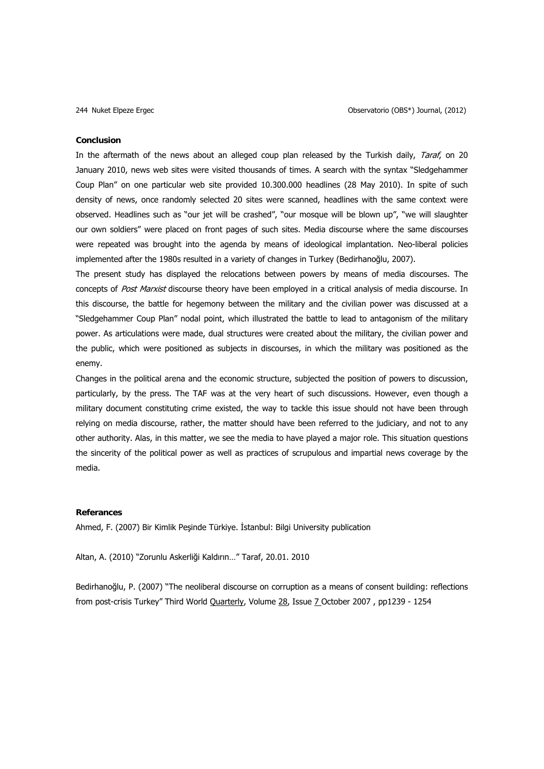### Conclusion

In the aftermath of the news about an alleged coup plan released by the Turkish daily, *Taraf*, on 20 January 2010, news web sites were visited thousands of times. A search with the syntax "Sledgehammer Coup Plan" on one particular web site provided 10.300.000 headlines (28 May 2010). In spite of such density of news, once randomly selected 20 sites were scanned, headlines with the same context were observed. Headlines such as "our jet will be crashed", "our mosque will be blown up", "we will slaughter our own soldiers" were placed on front pages of such sites. Media discourse where the same discourses were repeated was brought into the agenda by means of ideological implantation. Neo-liberal policies implemented after the 1980s resulted in a variety of changes in Turkey (Bedirhanoğlu, 2007).

The present study has displayed the relocations between powers by means of media discourses. The concepts of *Post Marxist* discourse theory have been employed in a critical analysis of media discourse. In this discourse, the battle for hegemony between the military and the civilian power was discussed at a "Sledgehammer Coup Plan" nodal point, which illustrated the battle to lead to antagonism of the military power. As articulations were made, dual structures were created about the military, the civilian power and the public, which were positioned as subjects in discourses, in which the military was positioned as the enemy.

Changes in the political arena and the economic structure, subjected the position of powers to discussion, particularly, by the press. The TAF was at the very heart of such discussions. However, even though a military document constituting crime existed, the way to tackle this issue should not have been through relying on media discourse, rather, the matter should have been referred to the judiciary, and not to any other authority. Alas, in this matter, we see the media to have played a major role. This situation questions the sincerity of the political power as well as practices of scrupulous and impartial news coverage by the media.

### Referances

Ahmed, F. (2007) Bir Kimlik Peşinde Türkiye. İstanbul: Bilgi University publication

Altan, A. (2010) "Zorunlu Askerliği Kaldırın…" Taraf, 20.01. 2010

Bedirhanoğlu, P. (2007) "The neoliberal discourse on corruption as a means of consent building: reflections from post-crisis Turkey" Third World Quarterly, Volume 28, Issue 7 October 2007 , pp1239 - 1254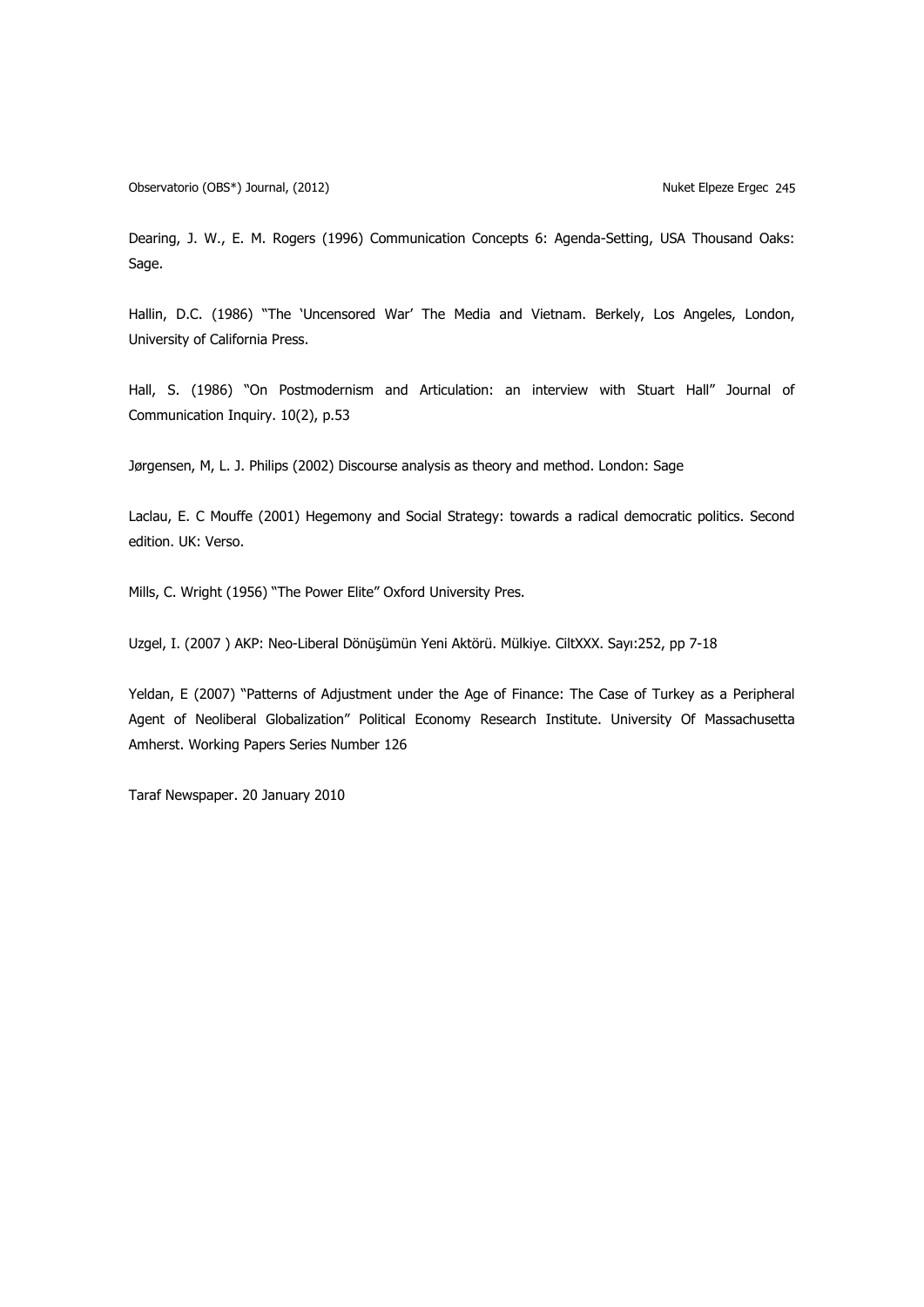Dearing, J. W., E. M. Rogers (1996) Communication Concepts 6: Agenda-Setting, USA Thousand Oaks: Sage.

Hallin, D.C. (1986) "The 'Uncensored War' The Media and Vietnam. Berkely, Los Angeles, London, University of California Press.

Hall, S. (1986) "On Postmodernism and Articulation: an interview with Stuart Hall" Journal of Communication Inquiry. 10(2), p.53

Jørgensen, M, L. J. Philips (2002) Discourse analysis as theory and method. London: Sage

Laclau, E. C Mouffe (2001) Hegemony and Social Strategy: towards a radical democratic politics. Second edition. UK: Verso.

Mills, C. Wright (1956) "The Power Elite" Oxford University Pres.

Uzgel, I. (2007 ) AKP: Neo-Liberal Dönüşümün Yeni Aktörü. Mülkiye. CiltXXX. Sayı:252, pp 7-18

Yeldan, E (2007) "Patterns of Adjustment under the Age of Finance: The Case of Turkey as a Peripheral Agent of Neoliberal Globalization" Political Economy Research Institute. University Of Massachusetta Amherst. Working Papers Series Number 126

Taraf Newspaper. 20 January 2010